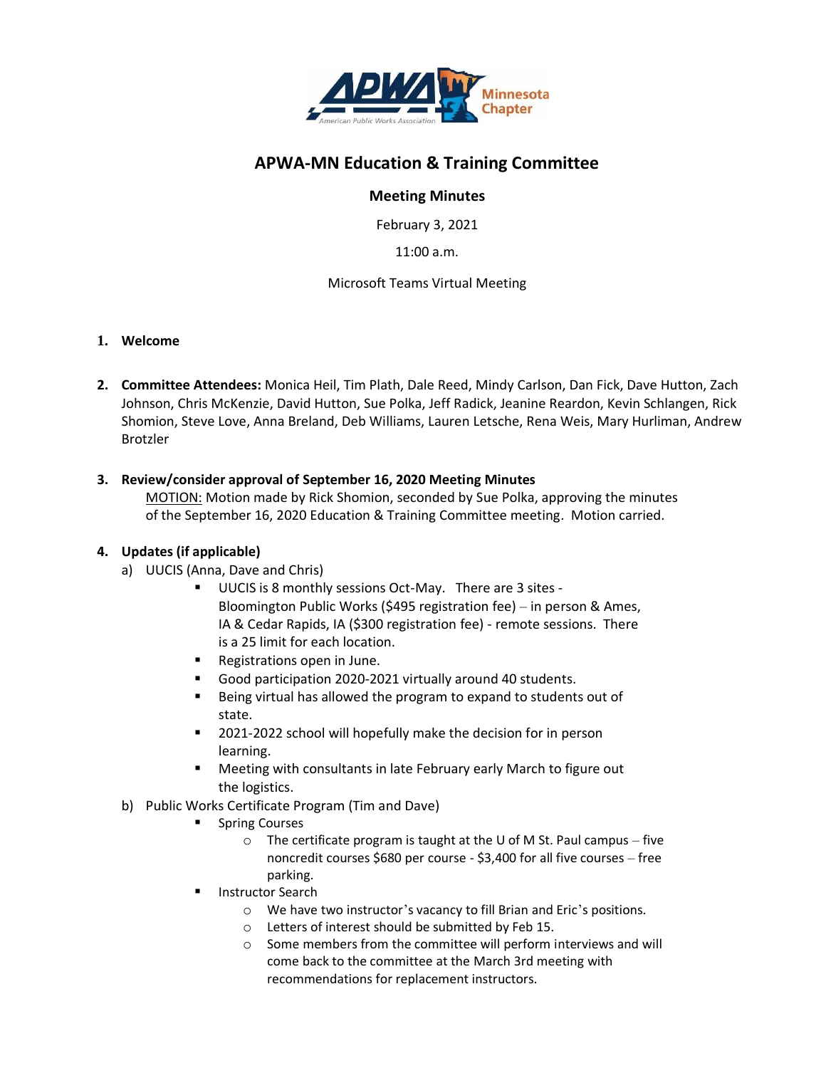# APWA-MN Education & Training Committee

## Meeting Minutes

February 3, 2021

11:00 a.m.

Microsoft Teams Virtual Meeting

1. **Welcome**

2. **Committee Attendees:** Monica Heil, Tim Plath, Dale Reed, Mindy Carlson, Dan Fick, Dave Hutton, Zach Johnson, Chris McKenzie, David Hutton, Sue Polka, Jeff Radick, Jeanine Reardon, Kevin Schlangen, Rick Shomion, Steve Love, Anna Breland, Deb Williams, Lauren Letsche, Rena Weis, Mary Hurliman, Andrew Brotzler

3. **Review/consider approval of September 16, 2020 Meeting Minutes**

   MOTION: Motion made by Rick Shomion, seconded by Sue Polka, approving the minutes of the September 16, 2020 Education & Training Committee meeting. Motion carried.

4. **Updates (if applicable)**

   a) UUCIS (Anna, Dave and Chris)
      - UUCIS is 8 monthly sessions Oct-May. There are 3 sites - Bloomington Public Works ($495 registration fee) – in person & Ames, IA & Cedar Rapids, IA ($300 registration fee) - remote sessions. There is a 25 limit for each location.
      - Registrations open in June.
      - Good participation 2020-2021 virtually around 40 students.
      - Being virtual has allowed the program to expand to students out of state.
      - 2021-2022 school will hopefully make the decision for in person learning.
      - Meeting with consultants in late February early March to figure out the logistics.

   b) Public Works Certificate Program (Tim and Dave)
      - Spring Courses
        - The certificate program is taught at the U of M St. Paul campus – five noncredit courses $680 per course - $3,400 for all five courses – free parking.
      - Instructor Search
        - We have two instructor's vacancy to fill Brian and Eric's positions.
        - Letters of interest should be submitted by Feb 15.
        - Some members from the committee will perform interviews and will come back to the committee at the March 3rd meeting with recommendations for replacement instructors.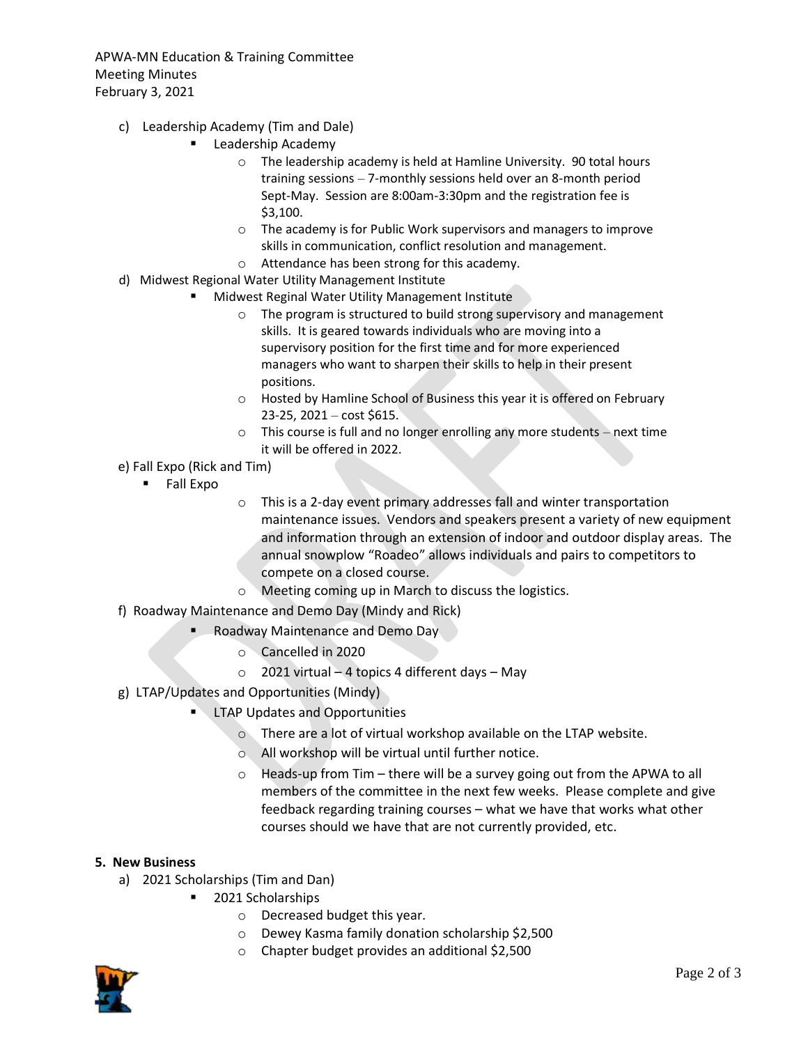APWA-MN Education & Training Committee
Meeting Minutes
February 3, 2021

c) Leadership Academy (Tim and Dale)
  - Leadership Academy
    - The leadership academy is held at Hamline University. 90 total hours training sessions – 7-monthly sessions held over an 8-month period Sept-May. Session are 8:00am-3:30pm and the registration fee is $3,100.
    - The academy is for Public Work supervisors and managers to improve skills in communication, conflict resolution and management.
    - Attendance has been strong for this academy.

d) Midwest Regional Water Utility Management Institute
  - Midwest Reginal Water Utility Management Institute
    - The program is structured to build strong supervisory and management skills. It is geared towards individuals who are moving into a supervisory position for the first time and for more experienced managers who want to sharpen their skills to help in their present positions.
    - Hosted by Hamline School of Business this year it is offered on February 23-25, 2021 – cost $615.
    - This course is full and no longer enrolling any more students – next time it will be offered in 2022.

e) Fall Expo (Rick and Tim)
  - Fall Expo
    - This is a 2-day event primary addresses fall and winter transportation maintenance issues. Vendors and speakers present a variety of new equipment and information through an extension of indoor and outdoor display areas. The annual snowplow "Roadeo" allows individuals and pairs to competitors to compete on a closed course.
    - Meeting coming up in March to discuss the logistics.

f) Roadway Maintenance and Demo Day (Mindy and Rick)
  - Roadway Maintenance and Demo Day
    - Cancelled in 2020
    - 2021 virtual – 4 topics 4 different days – May

g) LTAP/Updates and Opportunities (Mindy)
  - LTAP Updates and Opportunities
    - There are a lot of virtual workshop available on the LTAP website.
    - All workshop will be virtual until further notice.
    - Heads-up from Tim – there will be a survey going out from the APWA to all members of the committee in the next few weeks. Please complete and give feedback regarding training courses – what we have that works what other courses should we have that are not currently provided, etc.

**5. New Business**

a) 2021 Scholarships (Tim and Dan)
  - 2021 Scholarships
    - Decreased budget this year.
    - Dewey Kasma family donation scholarship $2,500
    - Chapter budget provides an additional $2,500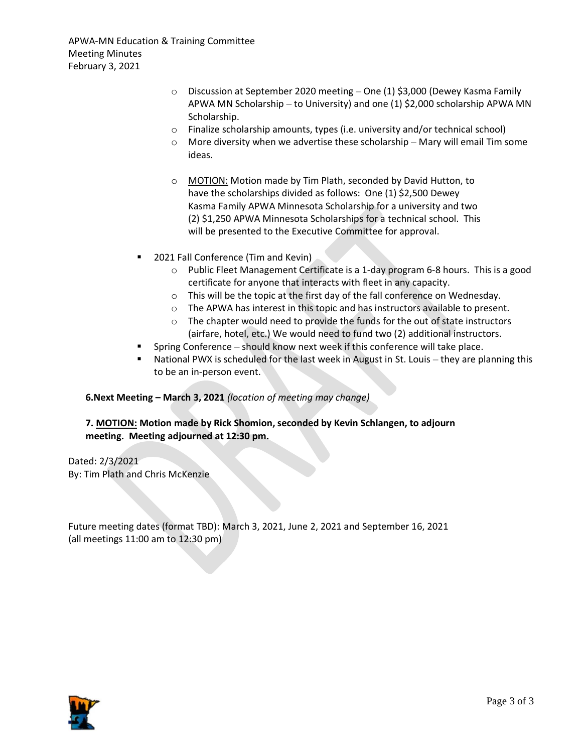APWA-MN Education & Training Committee
Meeting Minutes
February 3, 2021

- Discussion at September 2020 meeting – One (1) $3,000 (Dewey Kasma Family APWA MN Scholarship – to University) and one (1) $2,000 scholarship APWA MN Scholarship.
- Finalize scholarship amounts, types (i.e. university and/or technical school)
- More diversity when we advertise these scholarship – Mary will email Tim some ideas.

- MOTION: Motion made by Tim Plath, seconded by David Hutton, to have the scholarships divided as follows: One (1) $2,500 Dewey Kasma Family APWA Minnesota Scholarship for a university and two (2) $1,250 APWA Minnesota Scholarships for a technical school. This will be presented to the Executive Committee for approval.

- 2021 Fall Conference (Tim and Kevin)
  - Public Fleet Management Certificate is a 1-day program 6-8 hours. This is a good certificate for anyone that interacts with fleet in any capacity.
  - This will be the topic at the first day of the fall conference on Wednesday.
  - The APWA has interest in this topic and has instructors available to present.
  - The chapter would need to provide the funds for the out of state instructors (airfare, hotel, etc.) We would need to fund two (2) additional instructors.
- Spring Conference – should know next week if this conference will take place.
- National PWX is scheduled for the last week in August in St. Louis – they are planning this to be an in-person event.

**6.Next Meeting – March 3, 2021** *(location of meeting may change)*

**7. MOTION: Motion made by Rick Shomion, seconded by Kevin Schlangen, to adjourn meeting. Meeting adjourned at 12:30 pm.**

Dated: 2/3/2021
By: Tim Plath and Chris McKenzie

Future meeting dates (format TBD): March 3, 2021, June 2, 2021 and September 16, 2021
(all meetings 11:00 am to 12:30 pm)